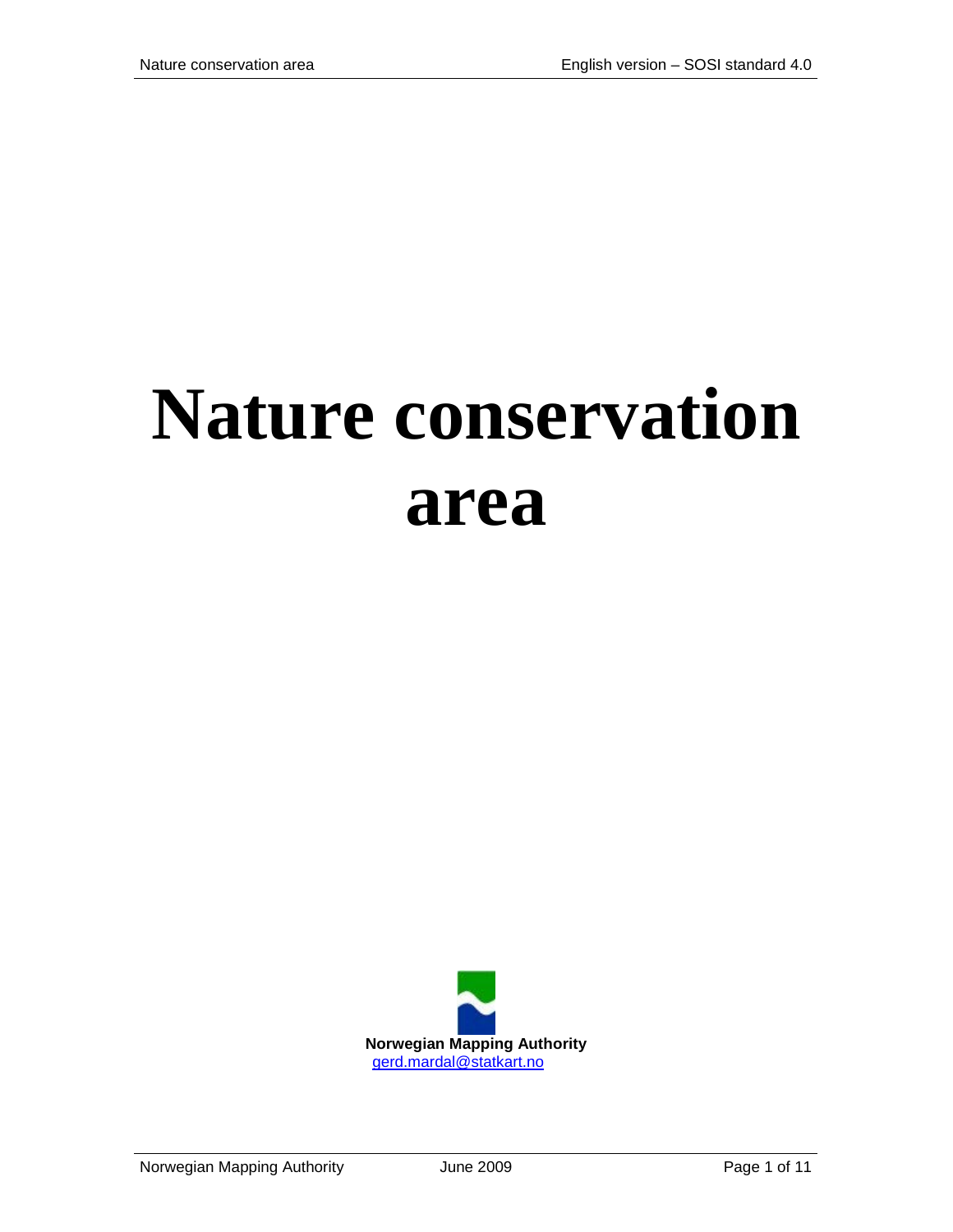# Nature conservation area

**Norwegian Mapping Authority**
gerd.mardal@statkart.no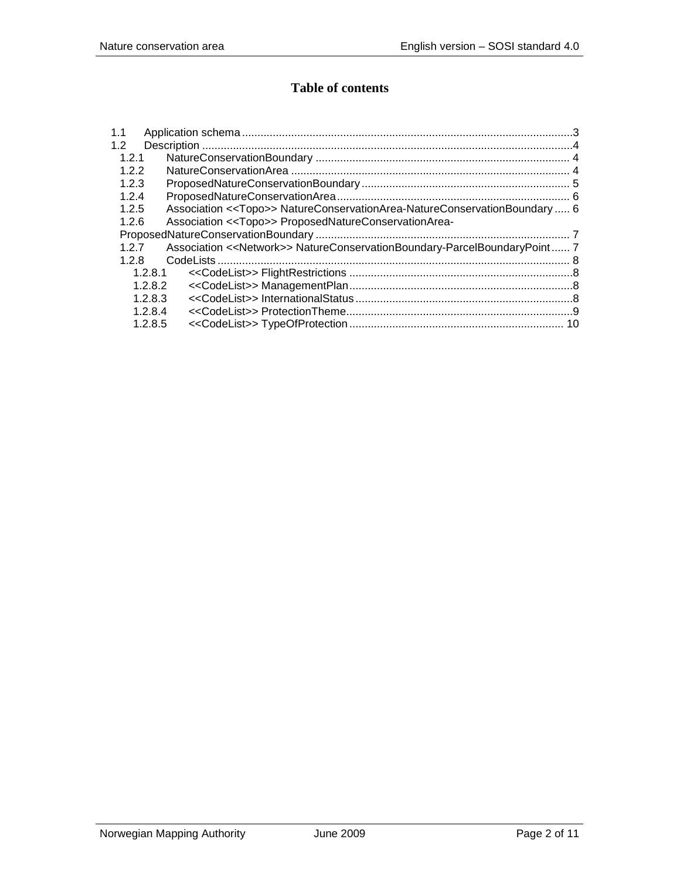# Table of contents

- 1.1 Application schema ... 3
- 1.2 Description ... 4
  - 1.2.1 NatureConservationBoundary ... 4
  - 1.2.2 NatureConservationArea ... 4
  - 1.2.3 ProposedNatureConservationBoundary ... 5
  - 1.2.4 ProposedNatureConservationArea ... 6
  - 1.2.5 Association <<Topo>> NatureConservationArea-NatureConservationBoundary ... 6
  - 1.2.6 Association <<Topo>> ProposedNatureConservationArea-ProposedNatureConservationBoundary ... 7
  - 1.2.7 Association <<Network>> NatureConservationBoundary-ParcelBoundaryPoint ... 7
  - 1.2.8 CodeLists ... 8
    - 1.2.8.1 <<CodeList>> FlightRestrictions ... 8
    - 1.2.8.2 <<CodeList>> ManagementPlan ... 8
    - 1.2.8.3 <<CodeList>> InternationalStatus ... 8
    - 1.2.8.4 <<CodeList>> ProtectionTheme ... 9
    - 1.2.8.5 <<CodeList>> TypeOfProtection ... 10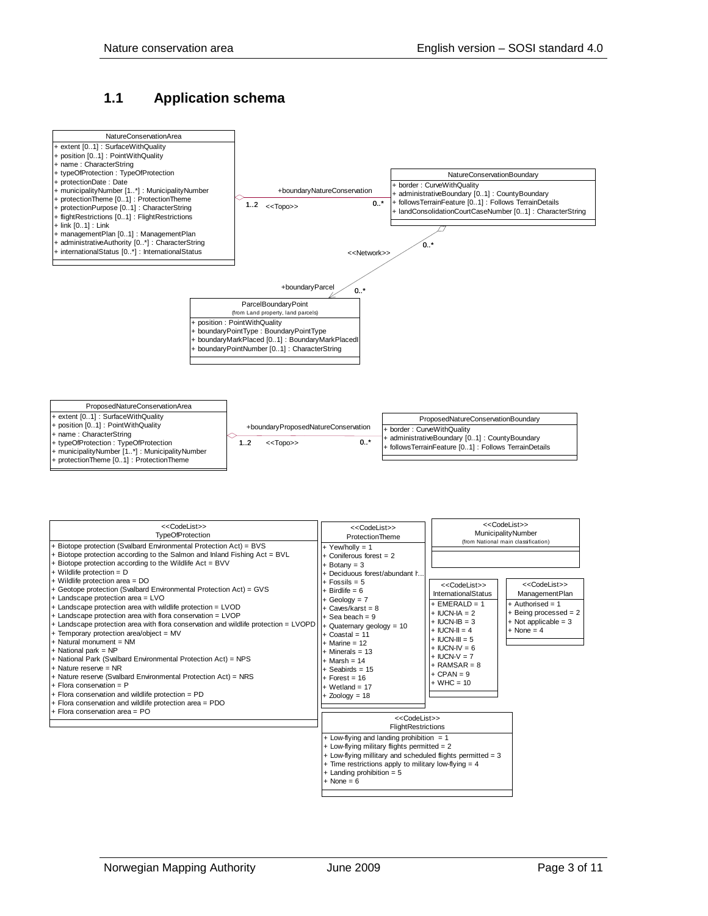## 1.1 Application schema

**NatureConservationArea**
- + extent [0..1] : SurfaceWithQuality
- + position [0..1] : PointWithQuality
- + name : CharacterString
- + typeOfProtection : TypeOfProtection
- + protectionDate : Date
- + municipalityNumber [1..*] : MunicipalityNumber
- + protectionTheme [0..1] : ProtectionTheme
- + protectionPurpose [0..1] : CharacterString
- + flightRestrictions [0..1] : FlightRestrictions
- + link [0..1] : Link
- + managementPlan [0..1] : ManagementPlan
- + administrativeAuthority [0..*] : CharacterString
- + internationalStatus [0..*] : InternationalStatus

+boundaryNatureConservation — 1..2 <<Topo>> 0..*

**NatureConservationBoundary**
- + border : CurveWithQuality
- + administrativeBoundary [0..1] : CountyBoundary
- + followsTerrainFeature [0..1] : Follows TerrainDetails
- + landConsolidationCourtCaseNumber [0..1] : CharacterString

<<Network>> — 0..* — +boundaryParcel 0..*

**ParcelBoundaryPoint**
(from Land property, land parcels)
- + position : PointWithQuality
- + boundaryPointType : BoundaryPointType
- + boundaryMarkPlaced [0..1] : BoundaryMarkPlacedI
- + boundaryPointNumber [0..1] : CharacterString

**ProposedNatureConservationArea**
- + extent [0..1] : SurfaceWithQuality
- + position [0..1] : PointWithQuality
- + name : CharacterString
- + typeOfProtection : TypeOfProtection
- + municipalityNumber [1..*] : MunicipalityNumber
- + protectionTheme [0..1] : ProtectionTheme

+boundaryProposedNatureConservation — 1..2 <<Topo>> 0..*

**ProposedNatureConservationBoundary**
- + border : CurveWithQuality
- + administrativeBoundary [0..1] : CountyBoundary
- + followsTerrainFeature [0..1] : Follows TerrainDetails

**<<CodeList>> TypeOfProtection**
- + Biotope protection (Svalbard Environmental Protection Act) = BVS
- + Biotope protection according to the Salmon and Inland Fishing Act = BVL
- + Biotope protection according to the Wildlife Act = BVV
- + Wildlife protection = D
- + Wildlife protection area = DO
- + Geotope protection (Svalbard Environmental Protection Act) = GVS
- + Landscape protection area = LVO
- + Landscape protection area with wildlife protection = LVOD
- + Landscape protection area with flora conservation = LVOP
- + Landscape protection area with flora conservation and wildlife protection = LVOPD
- + Temporary protection area/object = MV
- + Natural monument = NM
- + National park = NP
- + National Park (Svalbard Environmental Protection Act) = NPS
- + Nature reserve = NR
- + Nature reserve (Svalbard Environmental Protection Act) = NRS
- + Flora conservation = P
- + Flora conservation and wildlife protection = PD
- + Flora conservation and wildlife protection area = PDO
- + Flora conservation area = PO

**<<CodeList>> ProtectionTheme**
- + Yew/holly = 1
- + Coniferous forest = 2
- + Botany = 3
- + Deciduous forest/abundant h...
- + Fossils = 5
- + Birdlife = 6
- + Geology = 7
- + Caves/karst = 8
- + Sea beach = 9
- + Quaternary geology = 10
- + Coastal = 11
- + Marine = 12
- + Minerals = 13
- + Marsh = 14
- + Seabirds = 15
- + Forest = 16
- + Wetland = 17
- + Zoology = 18

**<<CodeList>> MunicipalityNumber**
(from National main classification)

**<<CodeList>> InternationalStatus**
- + EMERALD = 1
- + IUCN-IA = 2
- + IUCN-IB = 3
- + IUCN-II = 4
- + IUCN-III = 5
- + IUCN-IV = 6
- + IUCN-V = 7
- + RAMSAR = 8
- + CPAN = 9
- + WHC = 10

**<<CodeList>> ManagementPlan**
- + Authorised = 1
- + Being processed = 2
- + Not applicable = 3
- + None = 4

**<<CodeList>> FlightRestrictions**
- + Low-flying and landing prohibition = 1
- + Low-flying military flights permitted = 2
- + Low-flying millitary and scheduled flights permitted = 3
- + Time restrictions apply to military low-flying = 4
- + Landing prohibition = 5
- + None = 6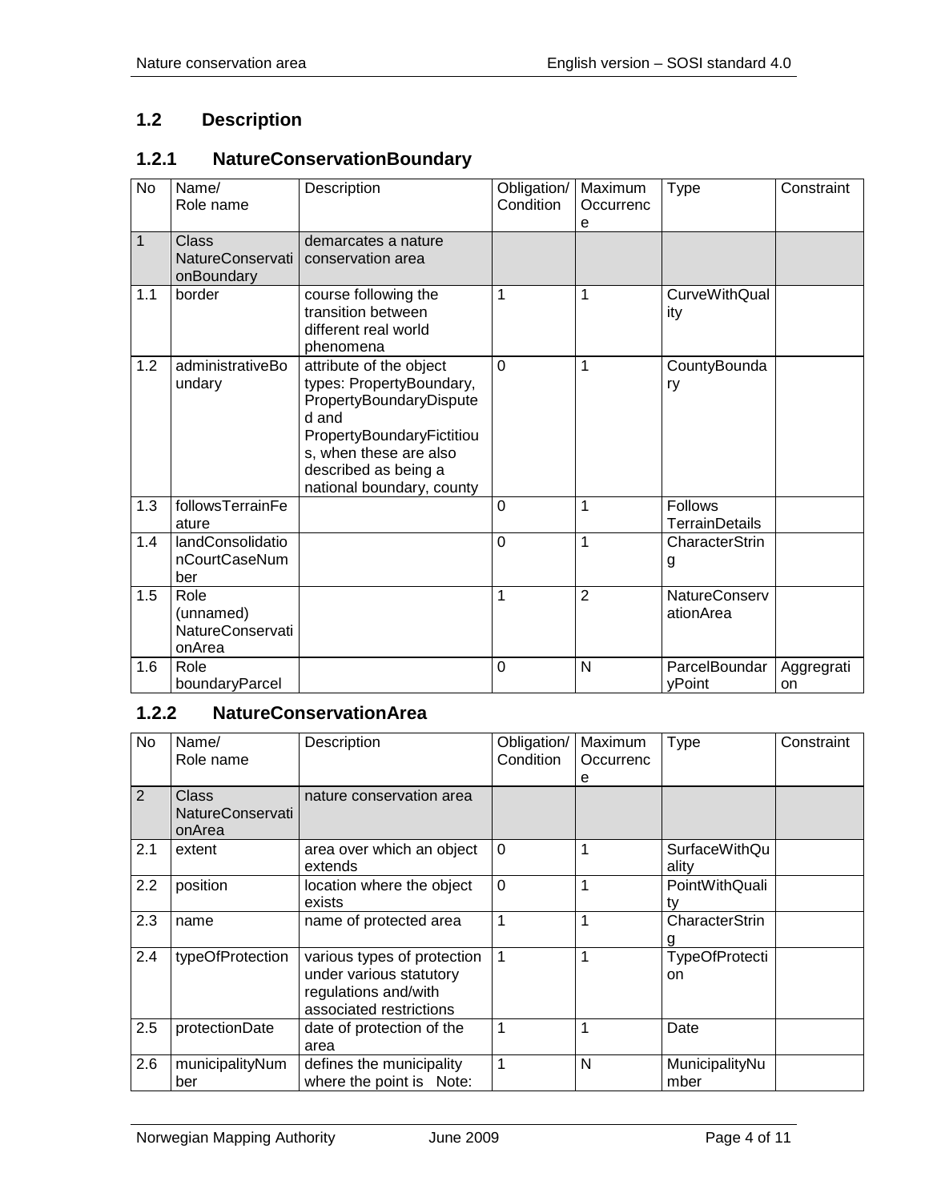## 1.2 Description

### 1.2.1 NatureConservationBoundary

| No | Name/ Role name | Description | Obligation/ Condition | Maximum Occurrence | Type | Constraint |
|---|---|---|---|---|---|---|
| 1 | Class NatureConservationBoundary | demarcates a nature conservation area | | | | |
| 1.1 | border | course following the transition between different real world phenomena | 1 | 1 | CurveWithQuality | |
| 1.2 | administrativeBoundary | attribute of the object types: PropertyBoundary, PropertyBoundaryDisputed and PropertyBoundaryFictitious, when these are also described as being a national boundary, county | 0 | 1 | CountyBoundary | |
| 1.3 | followsTerrainFeature | | 0 | 1 | Follows TerrainDetails | |
| 1.4 | landConsolidationCourtCaseNumber | | 0 | 1 | CharacterString | |
| 1.5 | Role (unnamed) NatureConservationArea | | 1 | 2 | NatureConservationArea | |
| 1.6 | Role boundaryParcel | | 0 | N | ParcelBoundaryPoint | Aggregration |

### 1.2.2 NatureConservationArea

| No | Name/ Role name | Description | Obligation/ Condition | Maximum Occurrence | Type | Constraint |
|---|---|---|---|---|---|---|
| 2 | Class NatureConservationArea | nature conservation area | | | | |
| 2.1 | extent | area over which an object extends | 0 | 1 | SurfaceWithQuality | |
| 2.2 | position | location where the object exists | 0 | 1 | PointWithQuality | |
| 2.3 | name | name of protected area | 1 | 1 | CharacterString | |
| 2.4 | typeOfProtection | various types of protection under various statutory regulations and/with associated restrictions | 1 | 1 | TypeOfProtection | |
| 2.5 | protectionDate | date of protection of the area | 1 | 1 | Date | |
| 2.6 | municipalityNumber | defines the municipality where the point is Note: | 1 | N | MunicipalityNumber | |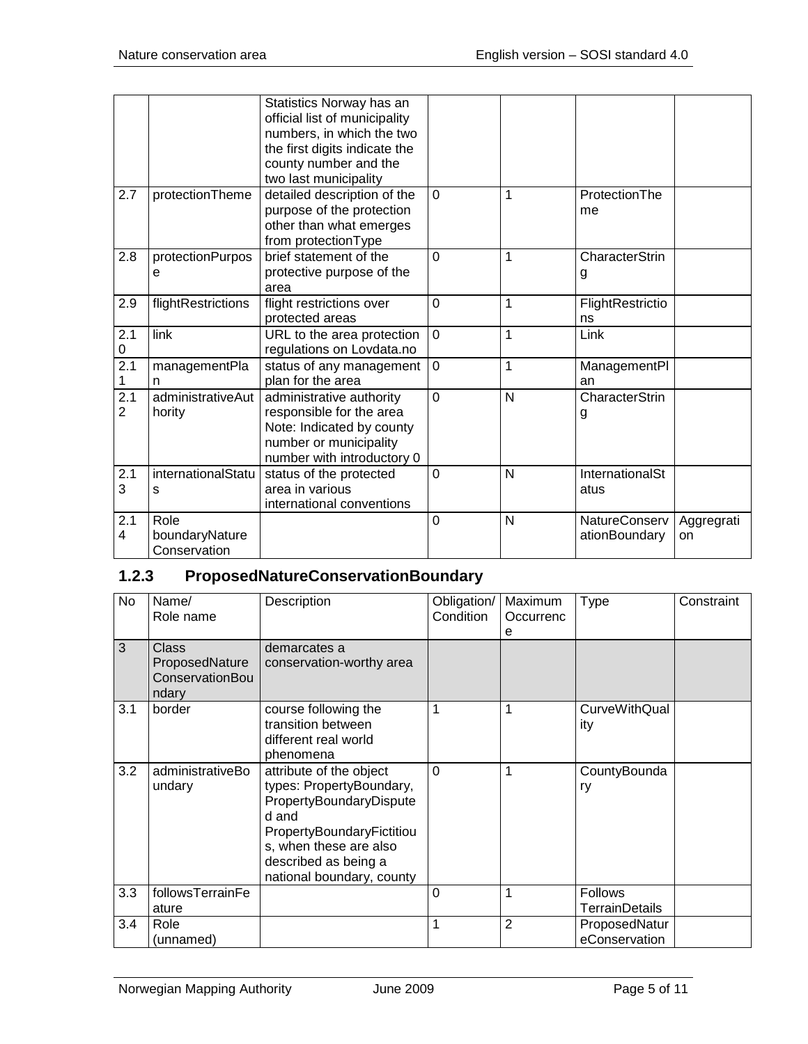|  |  | Statistics Norway has an official list of municipality numbers, in which the two the first digits indicate the county number and the two last municipality |  |  |  |  |
|---|---|---|---|---|---|---|
| 2.7 | protectionTheme | detailed description of the purpose of the protection other than what emerges from protectionType | 0 | 1 | ProtectionTheme |  |
| 2.8 | protectionPurpose | brief statement of the protective purpose of the area | 0 | 1 | CharacterString |  |
| 2.9 | flightRestrictions | flight restrictions over protected areas | 0 | 1 | FlightRestrictions |  |
| 2.10 | link | URL to the area protection regulations on Lovdata.no | 0 | 1 | Link |  |
| 2.11 | managementPlan | status of any management plan for the area | 0 | 1 | ManagementPlan |  |
| 2.12 | administrativeAuthority | administrative authority responsible for the area Note: Indicated by county number or municipality number with introductory 0 | 0 | N | CharacterString |  |
| 2.13 | internationalStatus | status of the protected area in various international conventions | 0 | N | InternationalStatus |  |
| 2.14 | Role boundaryNatureConservation |  | 0 | N | NatureConservationBoundary | Aggregration |

### 1.2.3 ProposedNatureConservationBoundary

| No | Name/ Role name | Description | Obligation/ Condition | Maximum Occurrence | Type | Constraint |
|---|---|---|---|---|---|---|
| 3 | Class ProposedNatureConservationBoundary | demarcates a conservation-worthy area |  |  |  |  |
| 3.1 | border | course following the transition between different real world phenomena | 1 | 1 | CurveWithQuality |  |
| 3.2 | administrativeBoundary | attribute of the object types: PropertyBoundary, PropertyBoundaryDisputed and PropertyBoundaryFictitious, when these are also described as being a national boundary, county | 0 | 1 | CountyBoundary |  |
| 3.3 | followsTerrainFeature |  | 0 | 1 | Follows TerrainDetails |  |
| 3.4 | Role (unnamed) |  | 1 | 2 | ProposedNatureConservation |  |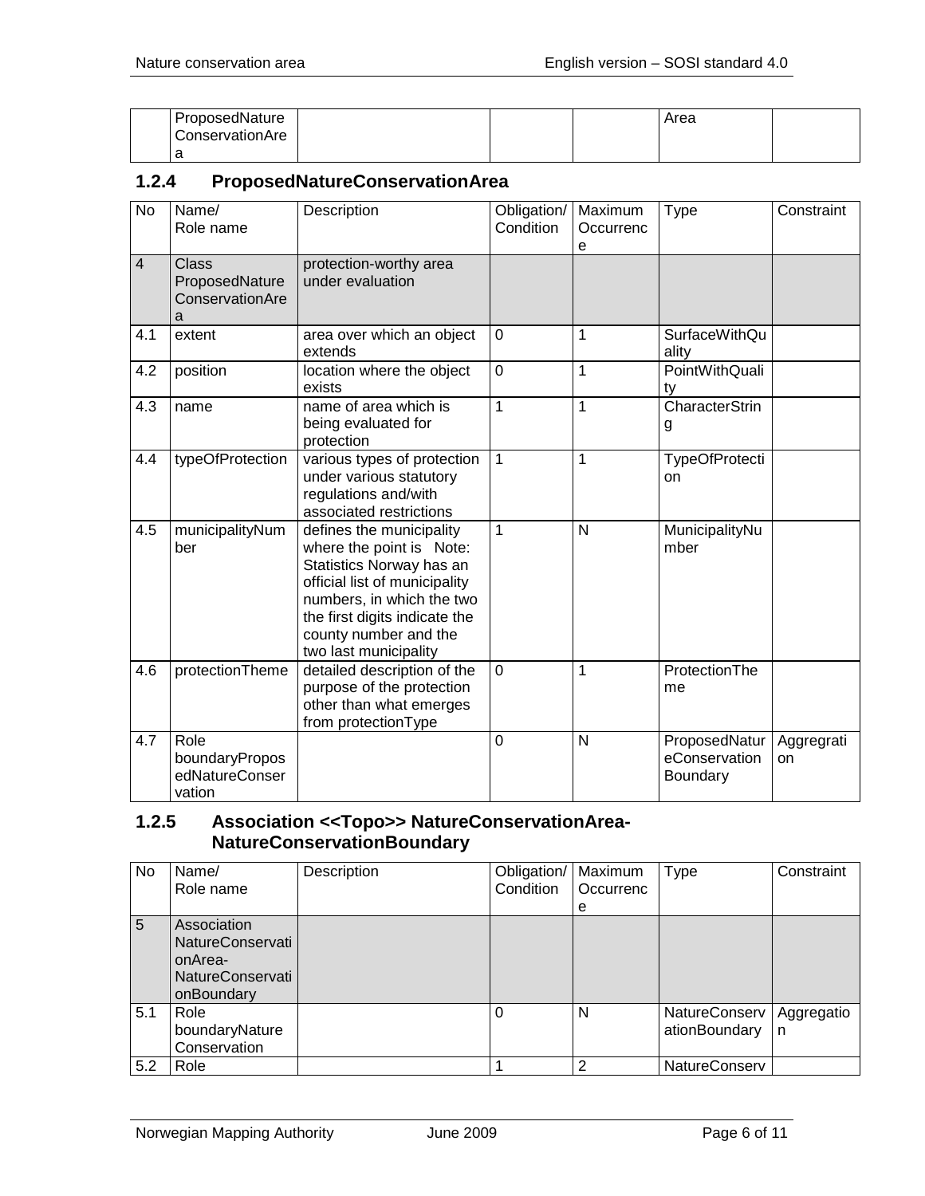|  | ProposedNatureConservationArea |  |  |  | Area |  |
|---|---|---|---|---|---|---|

### 1.2.4 ProposedNatureConservationArea

| No | Name/ Role name | Description | Obligation/ Condition | Maximum Occurrence | Type | Constraint |
|---|---|---|---|---|---|---|
| 4 | Class ProposedNatureConservationArea | protection-worthy area under evaluation |  |  |  |  |
| 4.1 | extent | area over which an object extends | 0 | 1 | SurfaceWithQuality |  |
| 4.2 | position | location where the object exists | 0 | 1 | PointWithQuality |  |
| 4.3 | name | name of area which is being evaluated for protection | 1 | 1 | CharacterString |  |
| 4.4 | typeOfProtection | various types of protection under various statutory regulations and/with associated restrictions | 1 | 1 | TypeOfProtection |  |
| 4.5 | municipalityNumber | defines the municipality where the point is Note: Statistics Norway has an official list of municipality numbers, in which the two the first digits indicate the county number and the two last municipality | 1 | N | MunicipalityNumber |  |
| 4.6 | protectionTheme | detailed description of the purpose of the protection other than what emerges from protectionType | 0 | 1 | ProtectionTheme |  |
| 4.7 | Role boundaryProposedNatureConservation |  | 0 | N | ProposedNatureConservationBoundary | Aggregration |

### 1.2.5 Association <<Topo>> NatureConservationArea-NatureConservationBoundary

| No | Name/ Role name | Description | Obligation/ Condition | Maximum Occurrence | Type | Constraint |
|---|---|---|---|---|---|---|
| 5 | Association NatureConservationArea-NatureConservationBoundary |  |  |  |  |  |
| 5.1 | Role boundaryNatureConservation |  | 0 | N | NatureConservationBoundary | Aggregation |
| 5.2 | Role |  | 1 | 2 | NatureConserv |  |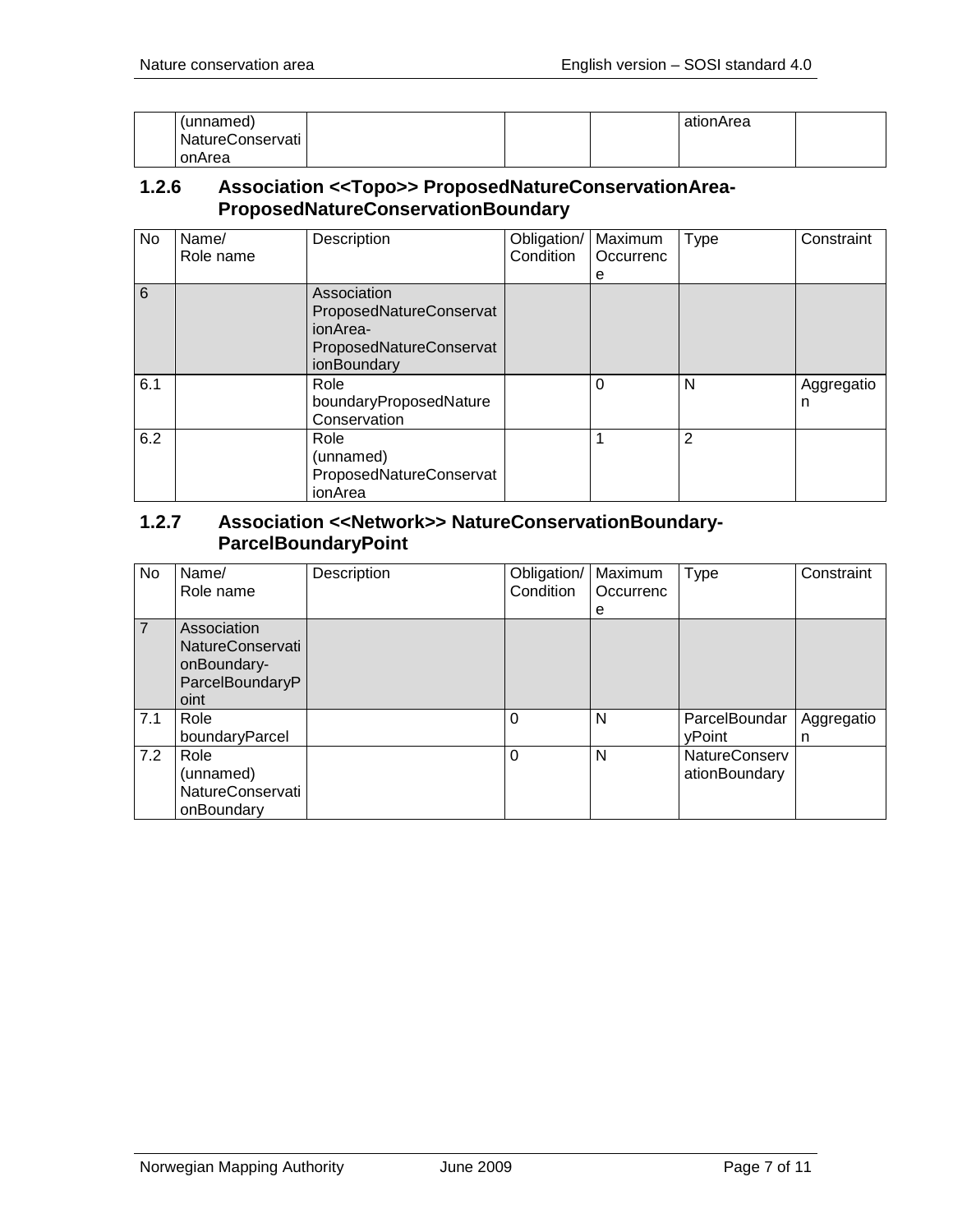| | (unnamed) NatureConservationArea | | | | ationArea | |
|---|---|---|---|---|---|---|

### 1.2.6 Association <<Topo>> ProposedNatureConservationArea-ProposedNatureConservationBoundary

| No | Name/ Role name | Description | Obligation/ Condition | Maximum Occurrence | Type | Constraint |
|---|---|---|---|---|---|---|
| 6 | | Association ProposedNatureConservationArea-ProposedNatureConservationBoundary | | | | |
| 6.1 | | Role boundaryProposedNatureConservation | | 0 | N | Aggregation |
| 6.2 | | Role (unnamed) ProposedNatureConservationArea | | 1 | 2 | |

### 1.2.7 Association <<Network>> NatureConservationBoundary-ParcelBoundaryPoint

| No | Name/ Role name | Description | Obligation/ Condition | Maximum Occurrence | Type | Constraint |
|---|---|---|---|---|---|---|
| 7 | Association NatureConservationBoundary-ParcelBoundaryPoint | | | | | |
| 7.1 | Role boundaryParcel | | 0 | N | ParcelBoundaryPoint | Aggregation |
| 7.2 | Role (unnamed) NatureConservationBoundary | | 0 | N | NatureConservationBoundary | |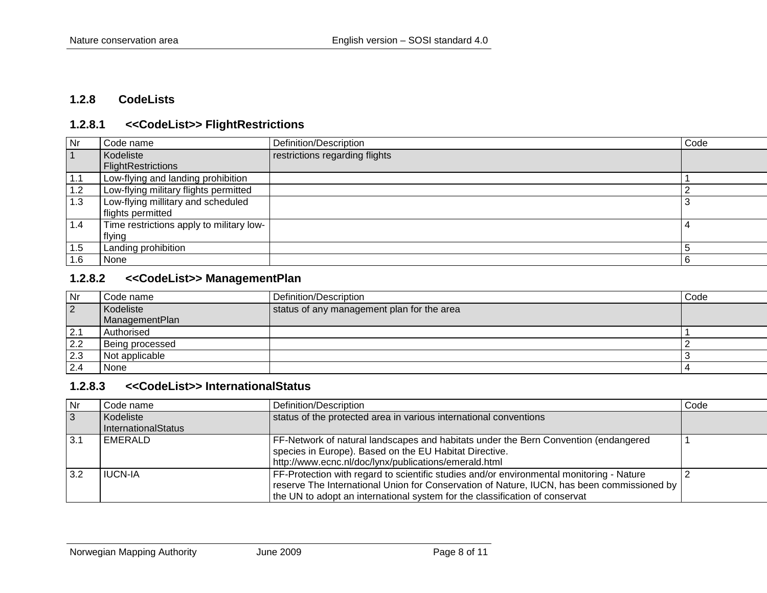### 1.2.8 CodeLists

#### 1.2.8.1 <<CodeList>> FlightRestrictions

| Nr | Code name | Definition/Description | Code |
|---|---|---|---|
| 1 | Kodeliste FlightRestrictions | restrictions regarding flights | |
| 1.1 | Low-flying and landing prohibition | | 1 |
| 1.2 | Low-flying military flights permitted | | 2 |
| 1.3 | Low-flying millitary and scheduled flights permitted | | 3 |
| 1.4 | Time restrictions apply to military low-flying | | 4 |
| 1.5 | Landing prohibition | | 5 |
| 1.6 | None | | 6 |

#### 1.2.8.2 <<CodeList>> ManagementPlan

| Nr | Code name | Definition/Description | Code |
|---|---|---|---|
| 2 | Kodeliste ManagementPlan | status of any management plan for the area | |
| 2.1 | Authorised | | 1 |
| 2.2 | Being processed | | 2 |
| 2.3 | Not applicable | | 3 |
| 2.4 | None | | 4 |

#### 1.2.8.3 <<CodeList>> InternationalStatus

| Nr | Code name | Definition/Description | Code |
|---|---|---|---|
| 3 | Kodeliste InternationalStatus | status of the protected area in various international conventions | |
| 3.1 | EMERALD | FF-Network of natural landscapes and habitats under the Bern Convention (endangered species in Europe). Based on the EU Habitat Directive. http://www.ecnc.nl/doc/lynx/publications/emerald.html | 1 |
| 3.2 | IUCN-IA | FF-Protection with regard to scientific studies and/or environmental monitoring - Nature reserve The International Union for Conservation of Nature, IUCN, has been commissioned by the UN to adopt an international system for the classification of conservat | 2 |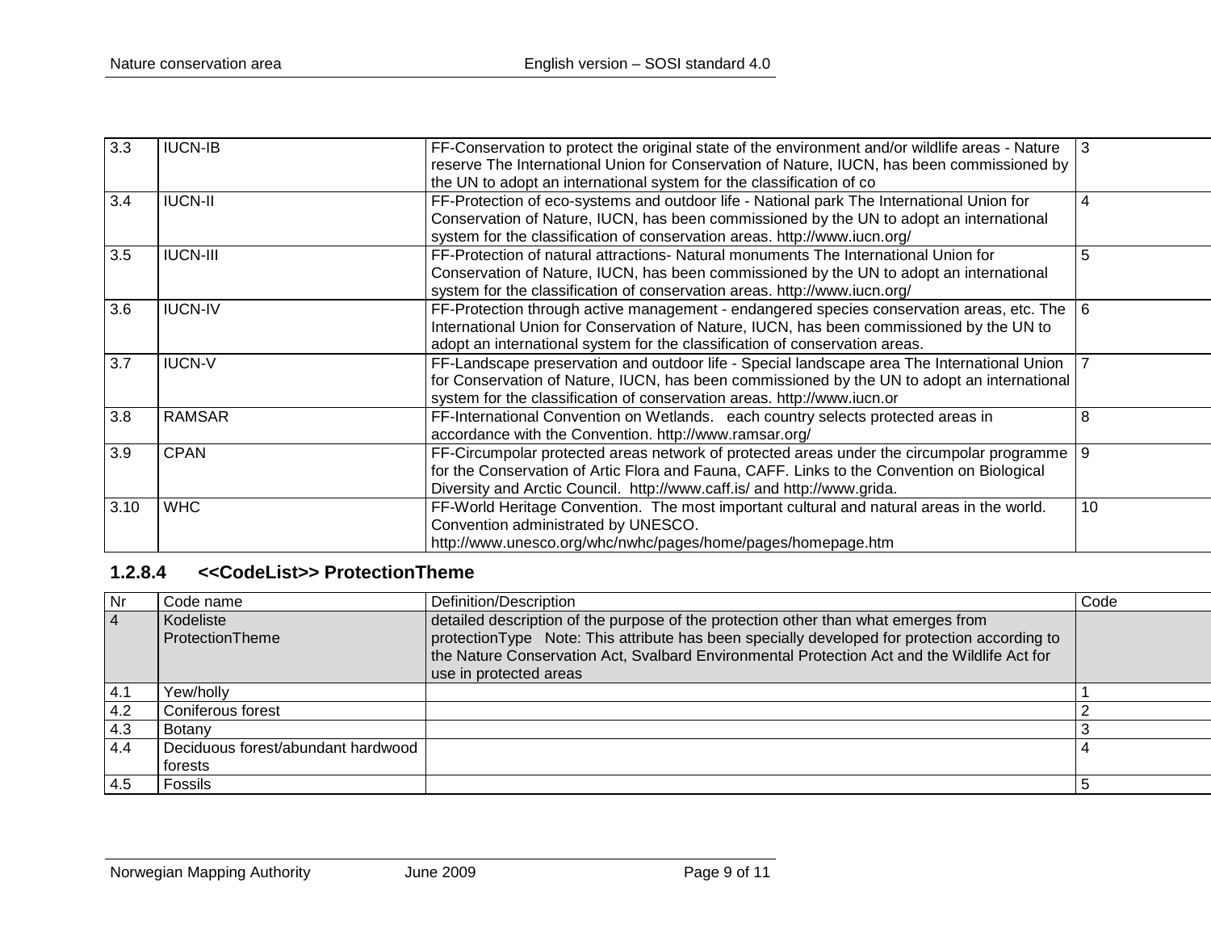| 3.3 | IUCN-IB | FF-Conservation to protect the original state of the environment and/or wildlife areas - Nature reserve The International Union for Conservation of Nature, IUCN, has been commissioned by the UN to adopt an international system for the classification of co | 3 |
|---|---|---|---|
| 3.4 | IUCN-II | FF-Protection of eco-systems and outdoor life - National park The International Union for Conservation of Nature, IUCN, has been commissioned by the UN to adopt an international system for the classification of conservation areas. http://www.iucn.org/ | 4 |
| 3.5 | IUCN-III | FF-Protection of natural attractions- Natural monuments The International Union for Conservation of Nature, IUCN, has been commissioned by the UN to adopt an international system for the classification of conservation areas. http://www.iucn.org/ | 5 |
| 3.6 | IUCN-IV | FF-Protection through active management - endangered species conservation areas, etc. The International Union for Conservation of Nature, IUCN, has been commissioned by the UN to adopt an international system for the classification of conservation areas. | 6 |
| 3.7 | IUCN-V | FF-Landscape preservation and outdoor life - Special landscape area The International Union for Conservation of Nature, IUCN, has been commissioned by the UN to adopt an international system for the classification of conservation areas. http://www.iucn.or | 7 |
| 3.8 | RAMSAR | FF-International Convention on Wetlands. each country selects protected areas in accordance with the Convention. http://www.ramsar.org/ | 8 |
| 3.9 | CPAN | FF-Circumpolar protected areas network of protected areas under the circumpolar programme for the Conservation of Artic Flora and Fauna, CAFF. Links to the Convention on Biological Diversity and Arctic Council. http://www.caff.is/ and http://www.grida. | 9 |
| 3.10 | WHC | FF-World Heritage Convention. The most important cultural and natural areas in the world. Convention administrated by UNESCO. http://www.unesco.org/whc/nwhc/pages/home/pages/homepage.htm | 10 |

### 1.2.8.4 <<CodeList>> ProtectionTheme

| Nr | Code name | Definition/Description | Code |
|---|---|---|---|
| 4 | Kodeliste ProtectionTheme | detailed description of the purpose of the protection other than what emerges from protectionType Note: This attribute has been specially developed for protection according to the Nature Conservation Act, Svalbard Environmental Protection Act and the Wildlife Act for use in protected areas | |
| 4.1 | Yew/holly | | 1 |
| 4.2 | Coniferous forest | | 2 |
| 4.3 | Botany | | 3 |
| 4.4 | Deciduous forest/abundant hardwood forests | | 4 |
| 4.5 | Fossils | | 5 |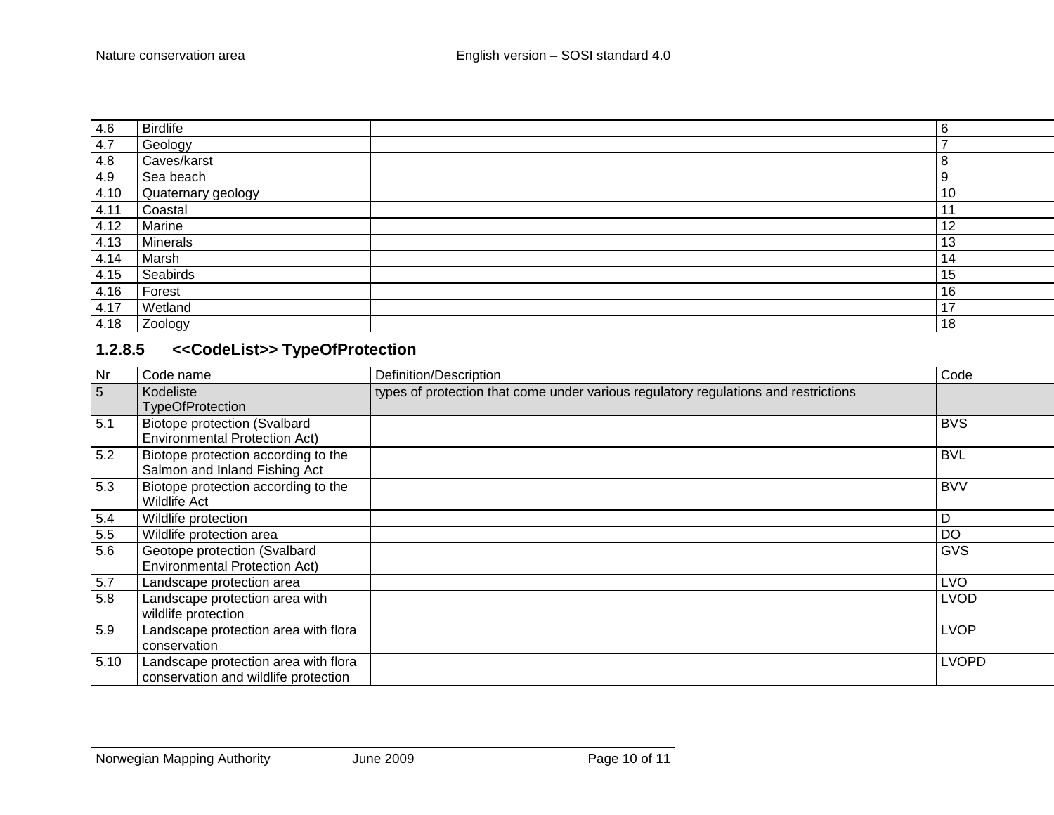| | | | |
|---|---|---|---|
| 4.6 | Birdlife | | 6 |
| 4.7 | Geology | | 7 |
| 4.8 | Caves/karst | | 8 |
| 4.9 | Sea beach | | 9 |
| 4.10 | Quaternary geology | | 10 |
| 4.11 | Coastal | | 11 |
| 4.12 | Marine | | 12 |
| 4.13 | Minerals | | 13 |
| 4.14 | Marsh | | 14 |
| 4.15 | Seabirds | | 15 |
| 4.16 | Forest | | 16 |
| 4.17 | Wetland | | 17 |
| 4.18 | Zoology | | 18 |

### 1.2.8.5 <<CodeList>> TypeOfProtection

| Nr | Code name | Definition/Description | Code |
|---|---|---|---|
| 5 | Kodeliste TypeOfProtection | types of protection that come under various regulatory regulations and restrictions | |
| 5.1 | Biotope protection (Svalbard Environmental Protection Act) | | BVS |
| 5.2 | Biotope protection according to the Salmon and Inland Fishing Act | | BVL |
| 5.3 | Biotope protection according to the Wildlife Act | | BVV |
| 5.4 | Wildlife protection | | D |
| 5.5 | Wildlife protection area | | DO |
| 5.6 | Geotope protection (Svalbard Environmental Protection Act) | | GVS |
| 5.7 | Landscape protection area | | LVO |
| 5.8 | Landscape protection area with wildlife protection | | LVOD |
| 5.9 | Landscape protection area with flora conservation | | LVOP |
| 5.10 | Landscape protection area with flora conservation and wildlife protection | | LVOPD |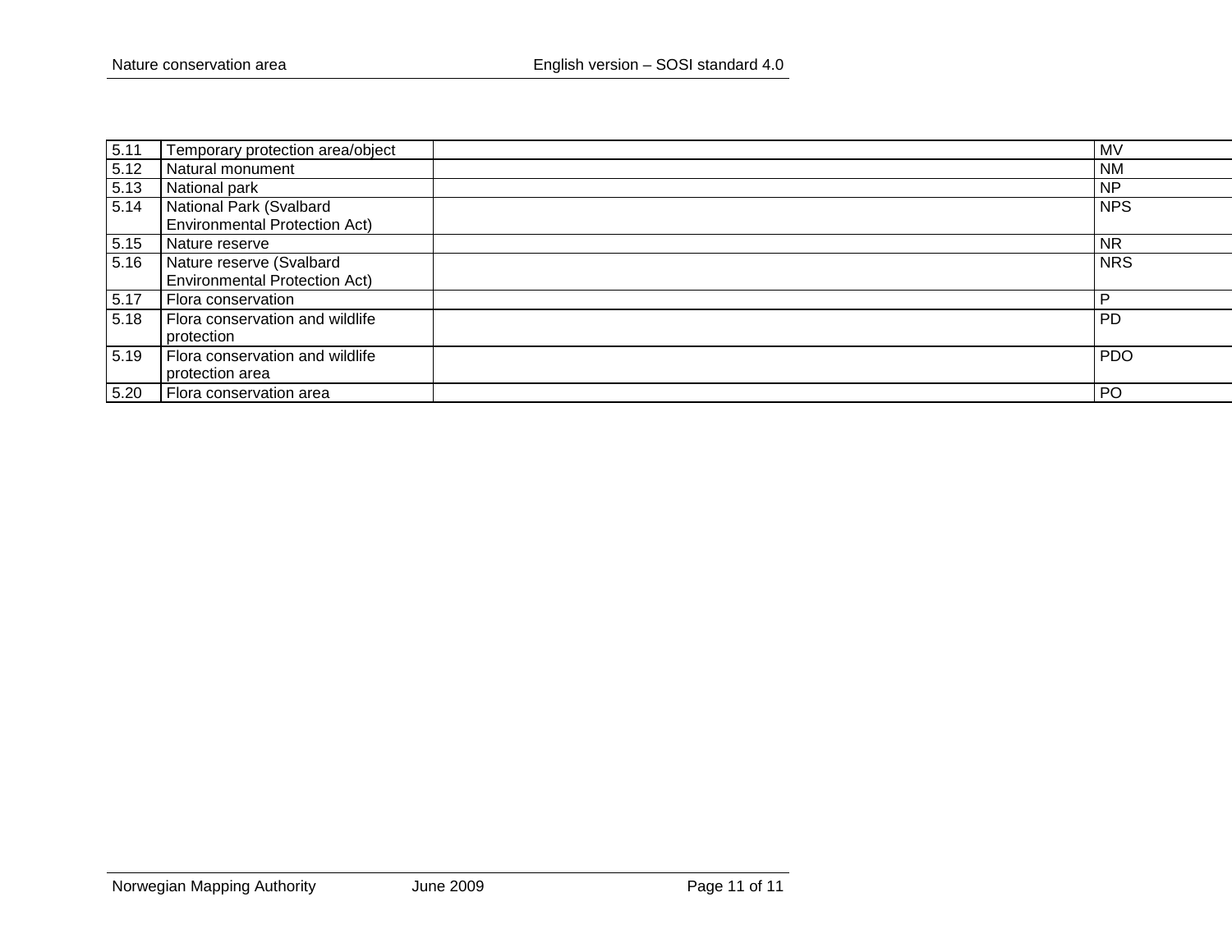| | | | |
|---|---|---|---|
| 5.11 | Temporary protection area/object | | MV |
| 5.12 | Natural monument | | NM |
| 5.13 | National park | | NP |
| 5.14 | National Park (Svalbard Environmental Protection Act) | | NPS |
| 5.15 | Nature reserve | | NR |
| 5.16 | Nature reserve (Svalbard Environmental Protection Act) | | NRS |
| 5.17 | Flora conservation | | P |
| 5.18 | Flora conservation and wildlife protection | | PD |
| 5.19 | Flora conservation and wildlife protection area | | PDO |
| 5.20 | Flora conservation area | | PO |